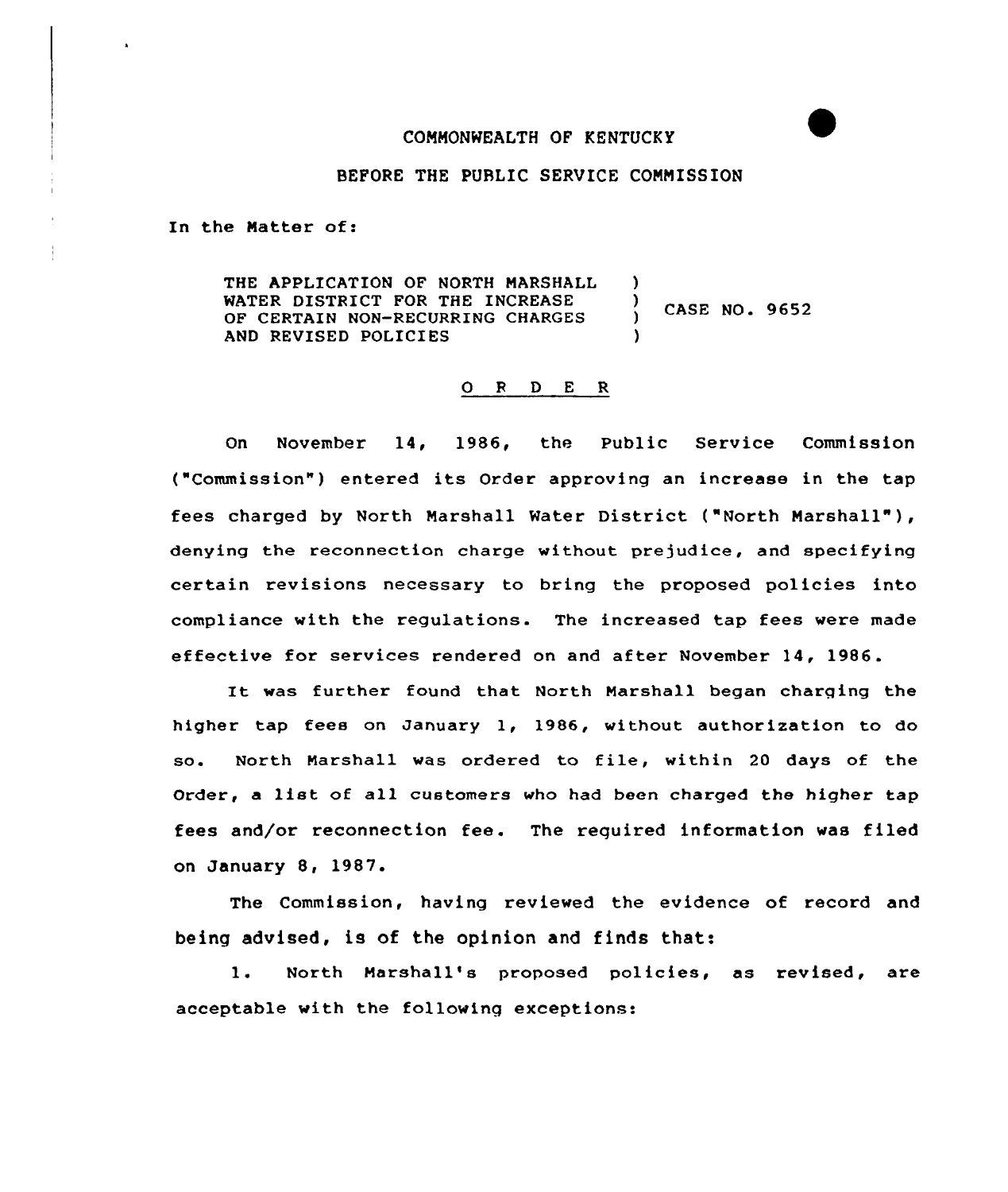COMMONWEALTH OF KENTUCKY

BEFORE THE PUBLIC SERVICE COMMISSION

In the Matter of:

THE APPLICATION OF NORTH MARSHALL WATER DISTRICT FOR THE INCREASE OF CERTAIN NON-RECURRING CHARGES AND REVISED POLICIES ) CASE NO. 9652

O R D E R

On November 14, 1986, the Public Service Commission ("Commission") entered its Order approving an increase in the tap fees charged by North Marshall Water District ("North Marshall"), denying the reconnection charge without prejudice, and specifying certain revisions necessary to bring the proposed policies into compliance with the regulations. The increased tap fees were made effective for services rendered on and after November 14, 1986.

It was further found that North Marshall began charging the higher tap fees on January 1, 1986, without authorization to do so. North Marshall was ordered to file, within 20 days of the Order, a list of all customers who had been charged the higher tap fees and/or reconnection fee. The required information was filed on January 8, 1987.

The Commission, having reviewed the evidence of record and being advised, is of the opinion and finds that:

1. North Marshall's proposed policies, as revised, are acceptable with the following exceptions: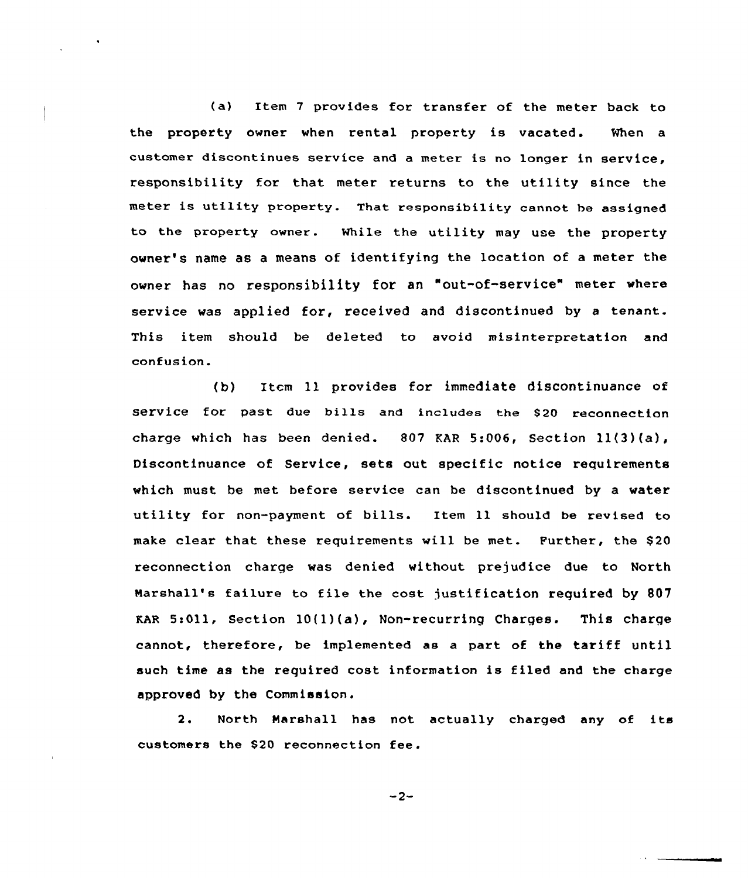(a) Item 7 provides for transfer of the meter back to the property owner when rental property is vacated. When a customer discontinues service and a meter is no longer in service, responsibility for that meter returns to the utility since the meter is utility property. That responsibility cannot be assigned to the property owner. While the utility may use the property owner's name as a means of identifying the location of a meter the owner has no responsibility for an "out-of-service" meter where service was applied for, received and discontinued by a tenant. This item should be deleted to avoid misinterpretation and confusion.

(b) Item 11 provides for immediate discontinuance of service for past due bills and includes the $20 reconnection charge which has been denied. 807 KAR 5:006, Section 11(3)(a), Discontinuance of Service, sets out specific notice requirements which must be met before service can be discontinued by a water utility for non-payment of bills. Item 11 should be revised to make clear that these requirements will be met. Further, the $20 reconnection charge was denied without prejudice due to North Marshall's failure to file the cost justification required by 807 KAR 5:011, Section 10(1)(a), Non-recurring Charges. This charge cannot, therefore, be implemented as a part of the tariff until such time as the required cost information is filed and the charge approved by the Commission.

2. North Marshall has not actually charged any of its customers the $20 reconnection fee.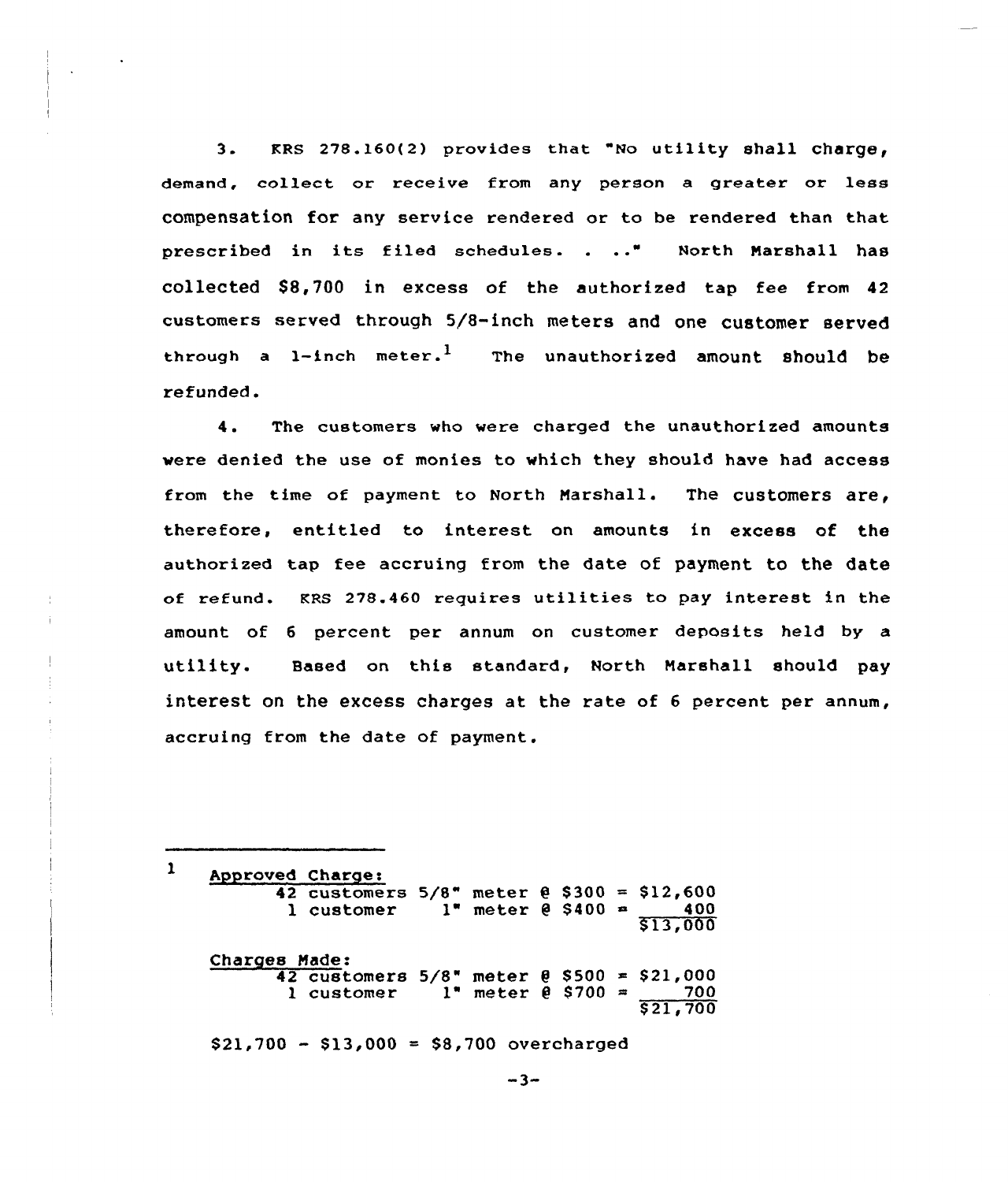3. KRS 278.160(2) provides that "No utility shall charge, demand, collect or receive from any person a greater or less compensation for any service rendered or to be rendered than that prescribed in its filed schedules. . .." North Marshall has collected $8,700 in excess of the authorized tap fee from 42 customers served through 5/8-inch meters and one customer served through a 1-inch meter.[1] The unauthorized amount should be refunded.

4. The customers who were charged the unauthorized amounts were denied the use of monies to which they should have had access from the time of payment to North Marshall. The customers are, therefore, entitled to interest on amounts in excess of the authorized tap fee accruing from the date of payment to the date of refund. KRS 278.460 requires utilities to pay interest in the amount of 6 percent per annum on customer deposits held by a utility. Based on this standard, North Marshall should pay interest on the excess charges at the rate of 6 percent per annum, accruing from the date of payment.

---

[1] Approved Charge:

| | | | |
|---|---|---|---|
| 42 customers | 5/8" meter @ $300 | = | $12,600 |
| 1 customer | 1" meter @ $400 | = | 400 |
| | | | $13,000 |

Charges Made:

| | | | |
|---|---|---|---|
| 42 customers | 5/8" meter @ $500 | = | $21,000 |
| 1 customer | 1" meter @ $700 | = | 700 |
| | | | $21,700 |

$21,700 - $13,000 = $8,700 overcharged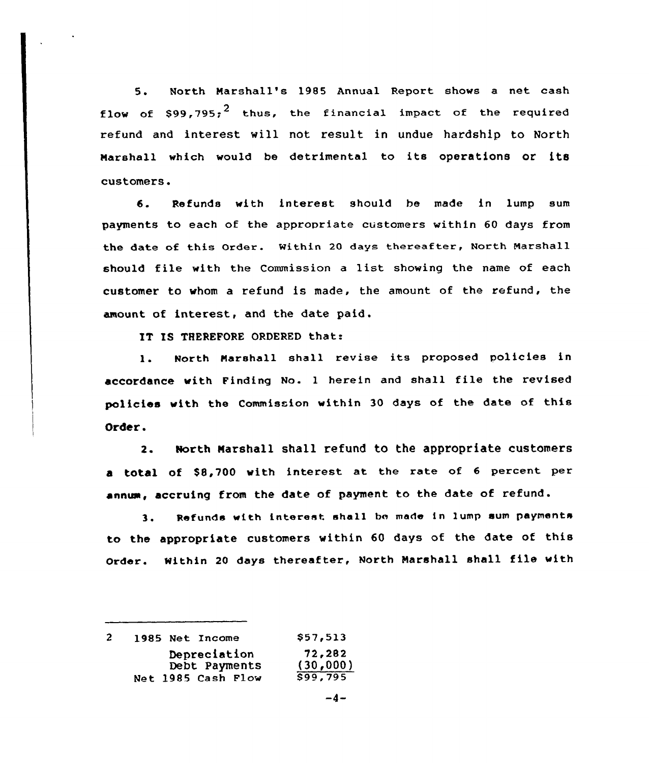5. North Marshall's 1985 Annual Report shows a net cash flow of $99,795;[2] thus, the financial impact of the required refund and interest will not result in undue hardship to North Marshall which would be detrimental to its operations or its customers.

6. Refunds with interest should be made in lump sum payments to each of the appropriate customers within 60 days from the date of this Order. Within 20 days thereafter, North Marshall should file with the Commission a list showing the name of each customer to whom a refund is made, the amount of the refund, the amount of interest, and the date paid.

IT IS THEREFORE ORDERED that:

1. North Marshall shall revise its proposed policies in accordance with Finding No. 1 herein and shall file the revised policies with the Commission within 30 days of the date of this Order.

2. North Marshall shall refund to the appropriate customers a total of $8,700 with interest at the rate of 6 percent per annum, accruing from the date of payment to the date of refund.

3. Refunds with interest shall be made in lump sum payments to the appropriate customers within 60 days of the date of this Order. Within 20 days thereafter, North Marshall shall file with

---

[2]

| | |
|---|---|
| 1985 Net Income | $57,513 |
| Depreciation | 72,282 |
| Debt Payments | (30,000) |
| Net 1985 Cash Flow | $99,795 |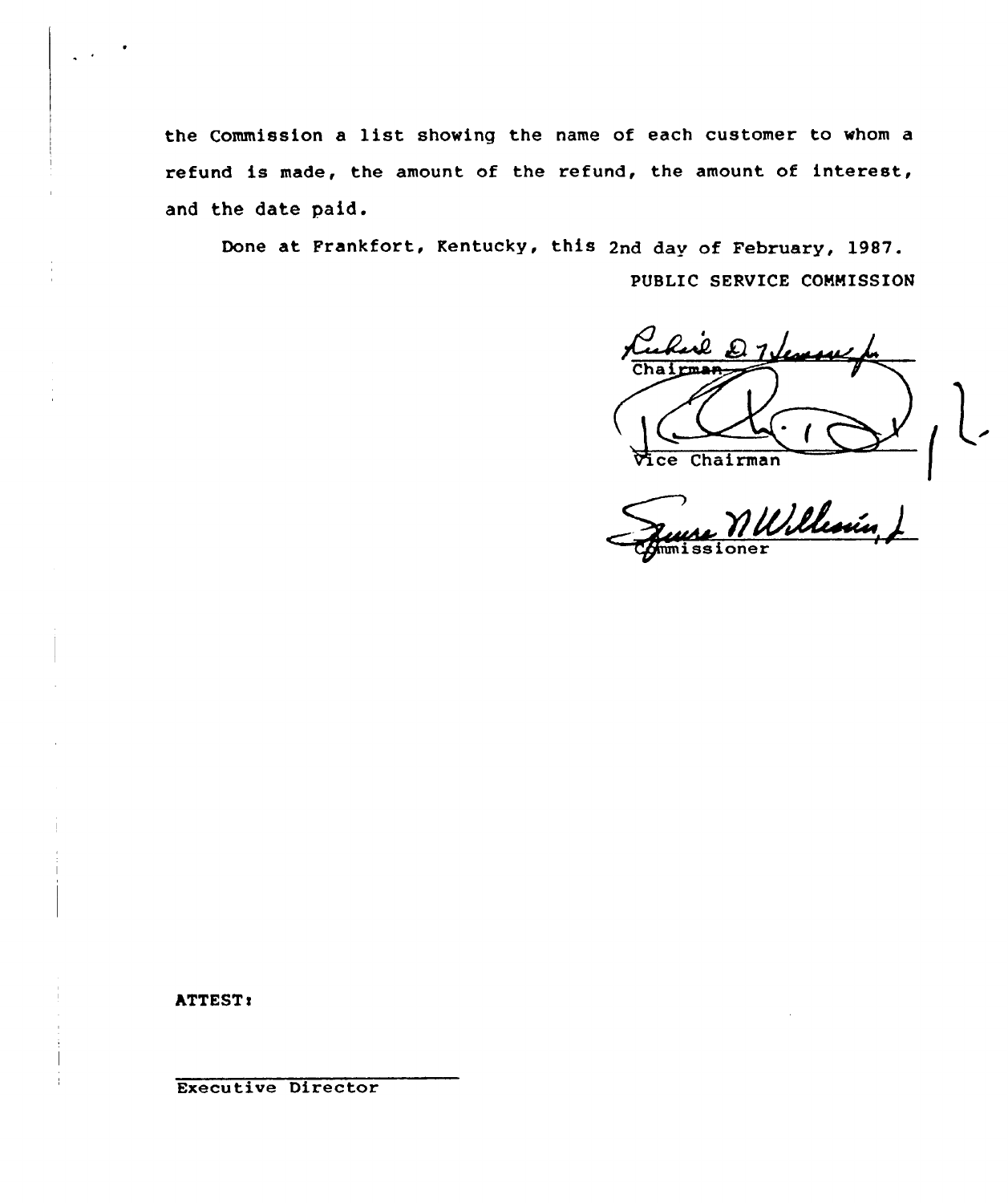the Commission a list showing the name of each customer to whom a refund is made, the amount of the refund, the amount of interest, and the date paid.

Done at Frankfort, Kentucky, this 2nd day of February, 1987.

PUBLIC SERVICE COMMISSION

Chairman

Vice Chairman

Commissioner

ATTEST:

Executive Director